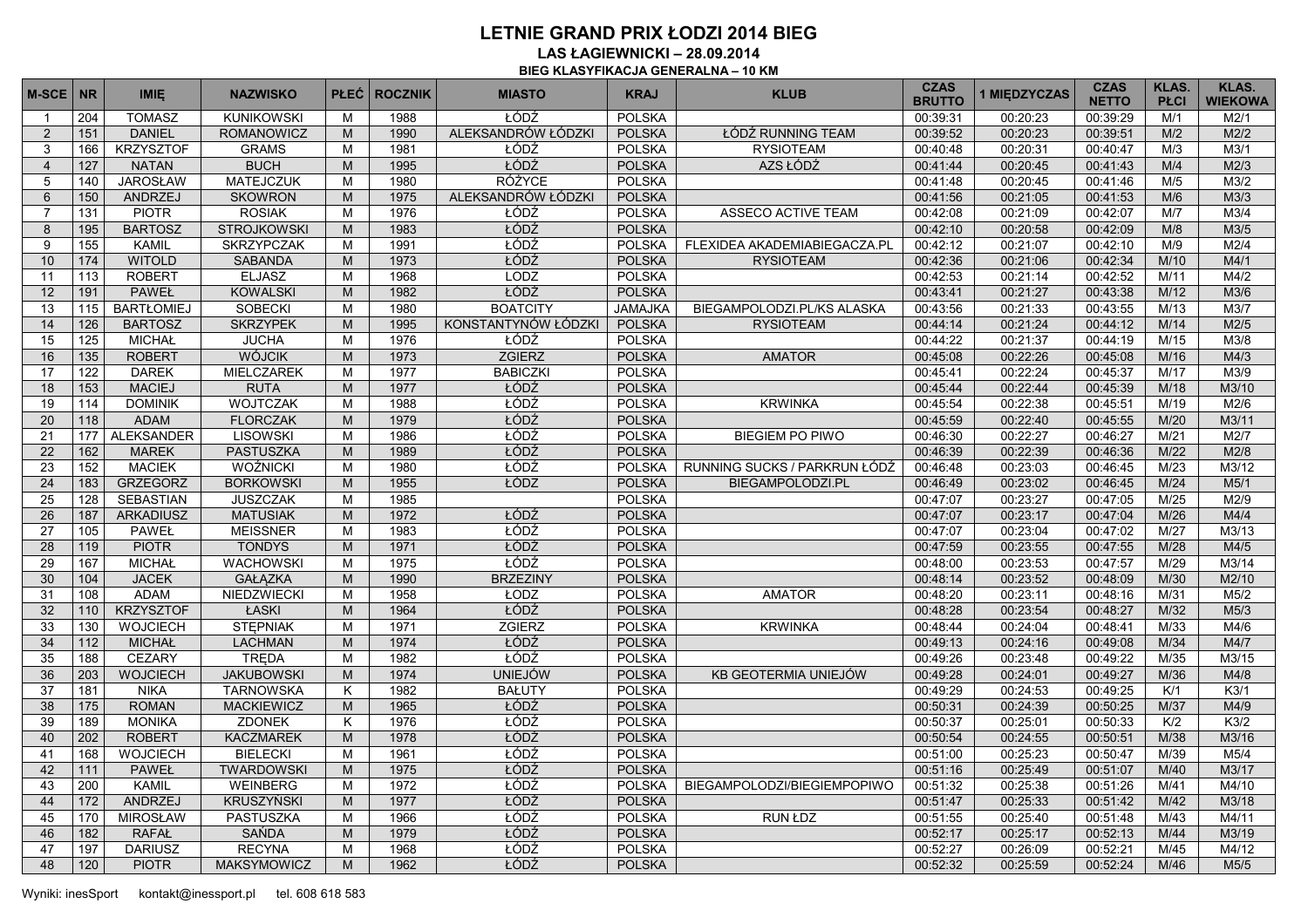# LETNIE GRAND PRIX ŁODZI 2014 BIEG

## LAS ŁAGIEWNICKI – 28.09.2014

### BIEG KLASYFIKACJA GENERALNA – 10 KM

| M-SCE | NR | IMIĘ | NAZWISKO | PŁEĆ | ROCZNIK | MIASTO | KRAJ | KLUB | CZAS BRUTTO | 1 MIĘDZYCZAS | CZAS NETTO | KLAS. PŁCI | KLAS. WIEKOWA |
|---|---|---|---|---|---|---|---|---|---|---|---|---|---|
| 1 | 204 | TOMASZ | KUNIKOWSKI | M | 1988 | ŁÓDŹ | POLSKA | | 00:39:31 | 00:20:23 | 00:39:29 | M/1 | M2/1 |
| 2 | 151 | DANIEL | ROMANOWICZ | M | 1990 | ALEKSANDRÓW ŁÓDZKI | POLSKA | ŁÓDŹ RUNNING TEAM | 00:39:52 | 00:20:23 | 00:39:51 | M/2 | M2/2 |
| 3 | 166 | KRZYSZTOF | GRAMS | M | 1981 | ŁÓDŹ | POLSKA | RYSIOTEAM | 00:40:48 | 00:20:31 | 00:40:47 | M/3 | M3/1 |
| 4 | 127 | NATAN | BUCH | M | 1995 | ŁÓDŹ | POLSKA | AZS ŁÓDŹ | 00:41:44 | 00:20:45 | 00:41:43 | M/4 | M2/3 |
| 5 | 140 | JAROSŁAW | MATEJCZUK | M | 1980 | RÓŻYCE | POLSKA | | 00:41:48 | 00:20:45 | 00:41:46 | M/5 | M3/2 |
| 6 | 150 | ANDRZEJ | SKOWRON | M | 1975 | ALEKSANDRÓW ŁÓDZKI | POLSKA | | 00:41:56 | 00:21:05 | 00:41:53 | M/6 | M3/3 |
| 7 | 131 | PIOTR | ROSIAK | M | 1976 | ŁÓDŹ | POLSKA | ASSECO ACTIVE TEAM | 00:42:08 | 00:21:09 | 00:42:07 | M/7 | M3/4 |
| 8 | 195 | BARTOSZ | STROJKOWSKI | M | 1983 | ŁÓDŹ | POLSKA | | 00:42:10 | 00:20:58 | 00:42:09 | M/8 | M3/5 |
| 9 | 155 | KAMIL | SKRZYPCZAK | M | 1991 | ŁÓDŹ | POLSKA | FLEXIDEA AKADEMIABIEGACZA.PL | 00:42:12 | 00:21:07 | 00:42:10 | M/9 | M2/4 |
| 10 | 174 | WITOLD | SABANDA | M | 1973 | ŁÓDŹ | POLSKA | RYSIOTEAM | 00:42:36 | 00:21:06 | 00:42:34 | M/10 | M4/1 |
| 11 | 113 | ROBERT | ELJASZ | M | 1968 | LODZ | POLSKA | | 00:42:53 | 00:21:14 | 00:42:52 | M/11 | M4/2 |
| 12 | 191 | PAWEŁ | KOWALSKI | M | 1982 | ŁÓDŹ | POLSKA | | 00:43:41 | 00:21:27 | 00:43:38 | M/12 | M3/6 |
| 13 | 115 | BARTŁOMIEJ | SOBECKI | M | 1980 | BOATCITY | JAMAJKA | BIEGAMPOLODZI.PL/KS ALASKA | 00:43:56 | 00:21:33 | 00:43:55 | M/13 | M3/7 |
| 14 | 126 | BARTOSZ | SKRZYPEK | M | 1995 | KONSTANTYNÓW ŁÓDZKI | POLSKA | RYSIOTEAM | 00:44:14 | 00:21:24 | 00:44:12 | M/14 | M2/5 |
| 15 | 125 | MICHAŁ | JUCHA | M | 1976 | ŁÓDŹ | POLSKA | | 00:44:22 | 00:21:37 | 00:44:19 | M/15 | M3/8 |
| 16 | 135 | ROBERT | WÓJCIK | M | 1973 | ZGIERZ | POLSKA | AMATOR | 00:45:08 | 00:22:26 | 00:45:08 | M/16 | M4/3 |
| 17 | 122 | DAREK | MIELCZAREK | M | 1977 | BABICZKI | POLSKA | | 00:45:41 | 00:22:24 | 00:45:37 | M/17 | M3/9 |
| 18 | 153 | MACIEJ | RUTA | M | 1977 | ŁÓDŹ | POLSKA | | 00:45:44 | 00:22:44 | 00:45:39 | M/18 | M3/10 |
| 19 | 114 | DOMINIK | WOJTCZAK | M | 1988 | ŁÓDŹ | POLSKA | KRWINKA | 00:45:54 | 00:22:38 | 00:45:51 | M/19 | M2/6 |
| 20 | 118 | ADAM | FLORCZAK | M | 1979 | ŁÓDŹ | POLSKA | | 00:45:59 | 00:22:40 | 00:45:55 | M/20 | M3/11 |
| 21 | 177 | ALEKSANDER | LISOWSKI | M | 1986 | ŁÓDŹ | POLSKA | BIEGIEM PO PIWO | 00:46:30 | 00:22:27 | 00:46:27 | M/21 | M2/7 |
| 22 | 162 | MAREK | PASTUSZKA | M | 1989 | ŁÓDŹ | POLSKA | | 00:46:39 | 00:22:39 | 00:46:36 | M/22 | M2/8 |
| 23 | 152 | MACIEK | WOŹNICKI | M | 1980 | ŁÓDŹ | POLSKA | RUNNING SUCKS / PARKRUN ŁÓDŹ | 00:46:48 | 00:23:03 | 00:46:45 | M/23 | M3/12 |
| 24 | 183 | GRZEGORZ | BORKOWSKI | M | 1955 | ŁÓDŹ | POLSKA | BIEGAMPOLODZI.PL | 00:46:49 | 00:23:02 | 00:46:45 | M/24 | M5/1 |
| 25 | 128 | SEBASTIAN | JUSZCZAK | M | 1985 | | POLSKA | | 00:47:07 | 00:23:27 | 00:47:05 | M/25 | M2/9 |
| 26 | 187 | ARKADIUSZ | MATUSIAK | M | 1972 | ŁÓDŹ | POLSKA | | 00:47:07 | 00:23:17 | 00:47:04 | M/26 | M4/4 |
| 27 | 105 | PAWEŁ | MEISSNER | M | 1983 | ŁÓDŹ | POLSKA | | 00:47:07 | 00:23:04 | 00:47:02 | M/27 | M3/13 |
| 28 | 119 | PIOTR | TONDYS | M | 1971 | ŁÓDŹ | POLSKA | | 00:47:59 | 00:23:55 | 00:47:55 | M/28 | M4/5 |
| 29 | 167 | MICHAŁ | WACHOWSKI | M | 1975 | ŁÓDŹ | POLSKA | | 00:48:00 | 00:23:53 | 00:47:57 | M/29 | M3/14 |
| 30 | 104 | JACEK | GAŁĄZKA | M | 1990 | BRZEZINY | POLSKA | | 00:48:14 | 00:23:52 | 00:48:09 | M/30 | M2/10 |
| 31 | 108 | ADAM | NIEDZWIECKI | M | 1958 | LODZ | POLSKA | AMATOR | 00:48:20 | 00:23:11 | 00:48:16 | M/31 | M5/2 |
| 32 | 110 | KRZYSZTOF | ŁASKI | M | 1964 | ŁÓDŹ | POLSKA | | 00:48:28 | 00:23:54 | 00:48:27 | M/32 | M5/3 |
| 33 | 130 | WOJCIECH | STĘPNIAK | M | 1971 | ZGIERZ | POLSKA | KRWINKA | 00:48:44 | 00:24:04 | 00:48:41 | M/33 | M4/6 |
| 34 | 112 | MICHAŁ | LACHMAN | M | 1974 | ŁÓDŹ | POLSKA | | 00:49:13 | 00:24:16 | 00:49:08 | M/34 | M4/7 |
| 35 | 188 | CEZARY | TRĘDA | M | 1982 | ŁÓDŹ | POLSKA | | 00:49:26 | 00:23:48 | 00:49:22 | M/35 | M3/15 |
| 36 | 203 | WOJCIECH | JAKUBOWSKI | M | 1974 | UNIEJÓW | POLSKA | KB GEOTERMIA UNIEJÓW | 00:49:28 | 00:24:01 | 00:49:27 | M/36 | M4/8 |
| 37 | 181 | NIKA | TARNOWSKA | K | 1982 | BAŁUTY | POLSKA | | 00:49:29 | 00:24:53 | 00:49:25 | K/1 | K3/1 |
| 38 | 175 | ROMAN | MACKIEWICZ | M | 1965 | ŁÓDŹ | POLSKA | | 00:50:31 | 00:24:39 | 00:50:25 | M/37 | M4/9 |
| 39 | 189 | MONIKA | ZDONEK | K | 1976 | ŁÓDŹ | POLSKA | | 00:50:37 | 00:25:01 | 00:50:33 | K/2 | K3/2 |
| 40 | 202 | ROBERT | KACZMAREK | M | 1978 | ŁÓDŹ | POLSKA | | 00:50:54 | 00:24:55 | 00:50:51 | M/38 | M3/16 |
| 41 | 168 | WOJCIECH | BIELECKI | M | 1961 | ŁÓDŹ | POLSKA | | 00:51:00 | 00:25:23 | 00:50:47 | M/39 | M5/4 |
| 42 | 111 | PAWEŁ | TWARDOWSKI | M | 1975 | ŁÓDŹ | POLSKA | | 00:51:16 | 00:25:49 | 00:51:07 | M/40 | M3/17 |
| 43 | 200 | KAMIL | WEINBERG | M | 1972 | ŁÓDŹ | POLSKA | BIEGAMPOLODZI/BIEGIEMPOPIWO | 00:51:32 | 00:25:38 | 00:51:26 | M/41 | M4/10 |
| 44 | 172 | ANDRZEJ | KRUSZYŃSKI | M | 1977 | ŁÓDŹ | POLSKA | | 00:51:47 | 00:25:33 | 00:51:42 | M/42 | M3/18 |
| 45 | 170 | MIROSŁAW | PASTUSZKA | M | 1966 | ŁÓDŹ | POLSKA | RUN ŁDZ | 00:51:55 | 00:25:40 | 00:51:48 | M/43 | M4/11 |
| 46 | 182 | RAFAŁ | SAŃDA | M | 1979 | ŁÓDŹ | POLSKA | | 00:52:17 | 00:25:17 | 00:52:13 | M/44 | M3/19 |
| 47 | 197 | DARIUSZ | RECYNA | M | 1968 | ŁÓDŹ | POLSKA | | 00:52:27 | 00:26:09 | 00:52:21 | M/45 | M4/12 |
| 48 | 120 | PIOTR | MAKSYMOWICZ | M | 1962 | ŁÓDŹ | POLSKA | | 00:52:32 | 00:25:59 | 00:52:24 | M/46 | M5/5 |

Wyniki: inesSport kontakt@inessport.pl tel. 608 618 583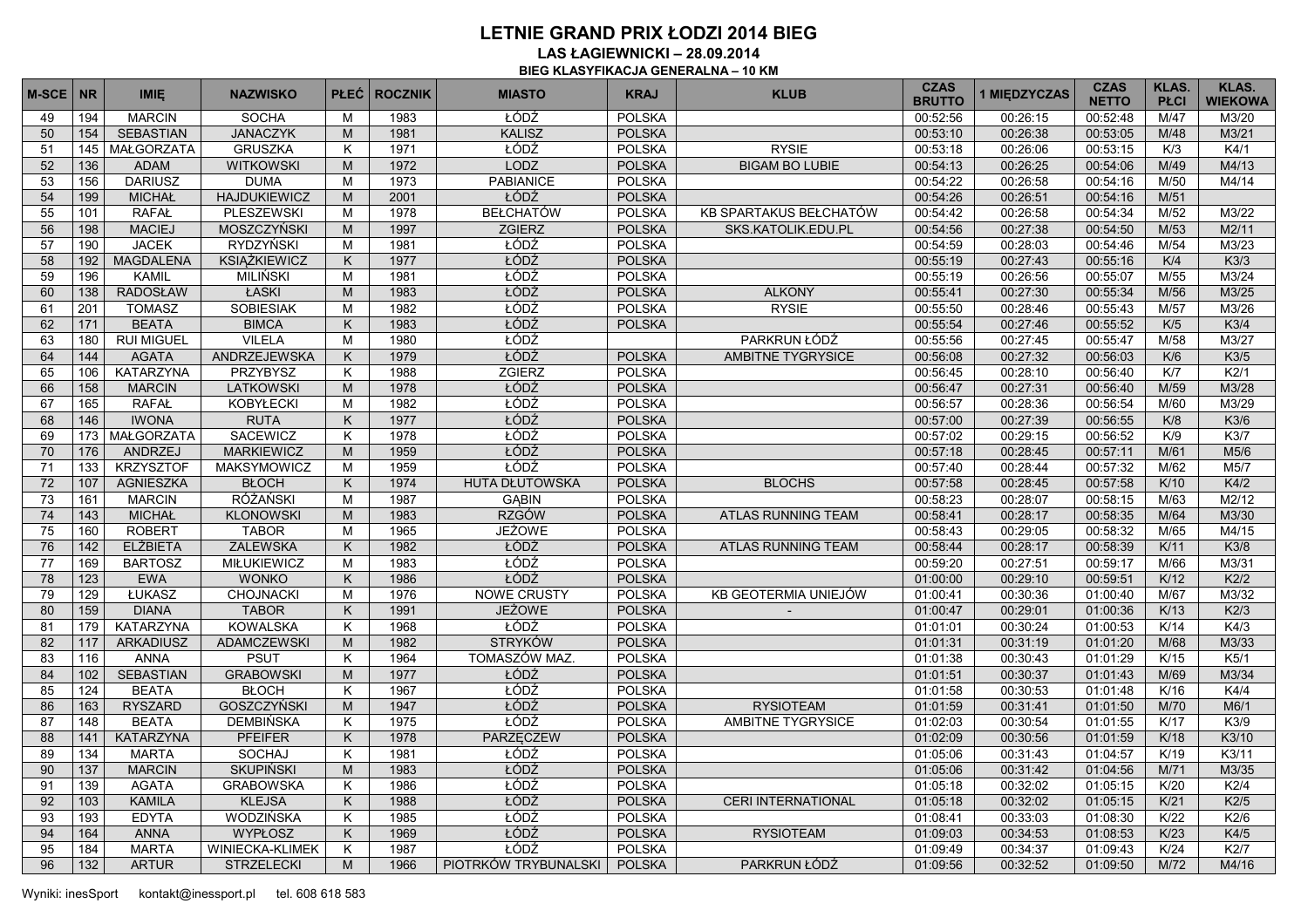# LETNIE GRAND PRIX ŁODZI 2014 BIEG

## LAS ŁAGIEWNICKI – 28.09.2014

### BIEG KLASYFIKACJA GENERALNA – 10 KM

| M-SCE | NR | IMIĘ | NAZWISKO | PŁEĆ | ROCZNIK | MIASTO | KRAJ | KLUB | CZAS BRUTTO | 1 MIĘDZYCZAS | CZAS NETTO | KLAS. PŁCI | KLAS. WIEKOWA |
|---|---|---|---|---|---|---|---|---|---|---|---|---|---|
| 49 | 194 | MARCIN | SOCHA | M | 1983 | ŁÓDŹ | POLSKA | | 00:52:56 | 00:26:15 | 00:52:48 | M/47 | M3/20 |
| 50 | 154 | SEBASTIAN | JANACZYK | M | 1981 | KALISZ | POLSKA | | 00:53:10 | 00:26:38 | 00:53:05 | M/48 | M3/21 |
| 51 | 145 | MAŁGORZATA | GRUSZKA | K | 1971 | ŁÓDŹ | POLSKA | RYSIE | 00:53:18 | 00:26:06 | 00:53:15 | K/3 | K4/1 |
| 52 | 136 | ADAM | WITKOWSKI | M | 1972 | LODZ | POLSKA | BIGAM BO LUBIE | 00:54:13 | 00:26:25 | 00:54:06 | M/49 | M4/13 |
| 53 | 156 | DARIUSZ | DUMA | M | 1973 | PABIANICE | POLSKA | | 00:54:22 | 00:26:58 | 00:54:16 | M/50 | M4/14 |
| 54 | 199 | MICHAŁ | HAJDUKIEWICZ | M | 2001 | ŁÓDŹ | POLSKA | | 00:54:26 | 00:26:51 | 00:54:16 | M/51 | |
| 55 | 101 | RAFAŁ | PLESZEWSKI | M | 1978 | BEŁCHATÓW | POLSKA | KB SPARTAKUS BEŁCHATÓW | 00:54:42 | 00:26:58 | 00:54:34 | M/52 | M3/22 |
| 56 | 198 | MACIEJ | MOSZCZYŃSKI | M | 1997 | ZGIERZ | POLSKA | SKS.KATOLIK.EDU.PL | 00:54:56 | 00:27:38 | 00:54:50 | M/53 | M2/11 |
| 57 | 190 | JACEK | RYDZYŃSKI | M | 1981 | ŁÓDŹ | POLSKA | | 00:54:59 | 00:28:03 | 00:54:46 | M/54 | M3/23 |
| 58 | 192 | MAGDALENA | KSIĄŻKIEWICZ | K | 1977 | ŁÓDŹ | POLSKA | | 00:55:19 | 00:27:43 | 00:55:16 | K/4 | K3/3 |
| 59 | 196 | KAMIL | MILIŃSKI | M | 1981 | ŁÓDŹ | POLSKA | | 00:55:19 | 00:26:56 | 00:55:07 | M/55 | M3/24 |
| 60 | 138 | RADOSŁAW | ŁASKI | M | 1983 | ŁÓDŹ | POLSKA | ALKONY | 00:55:41 | 00:27:30 | 00:55:34 | M/56 | M3/25 |
| 61 | 201 | TOMASZ | SOBIESIAK | M | 1982 | ŁÓDŹ | POLSKA | RYSIE | 00:55:50 | 00:28:46 | 00:55:43 | M/57 | M3/26 |
| 62 | 171 | BEATA | BIMCA | K | 1983 | ŁÓDŹ | POLSKA | | 00:55:54 | 00:27:46 | 00:55:52 | K/5 | K3/4 |
| 63 | 180 | RUI MIGUEL | VILELA | M | 1980 | ŁÓDŹ | | PARKRUN ŁÓDŹ | 00:55:56 | 00:27:45 | 00:55:47 | M/58 | M3/27 |
| 64 | 144 | AGATA | ANDRZEJEWSKA | K | 1979 | ŁÓDŹ | POLSKA | AMBITNE TYGRYSICE | 00:56:08 | 00:27:32 | 00:56:03 | K/6 | K3/5 |
| 65 | 106 | KATARZYNA | PRZYBYSZ | K | 1988 | ZGIERZ | POLSKA | | 00:56:45 | 00:28:10 | 00:56:40 | K/7 | K2/1 |
| 66 | 158 | MARCIN | LATKOWSKI | M | 1978 | ŁÓDŹ | POLSKA | | 00:56:47 | 00:27:31 | 00:56:40 | M/59 | M3/28 |
| 67 | 165 | RAFAŁ | KOBYŁECKI | M | 1982 | ŁÓDŹ | POLSKA | | 00:56:57 | 00:28:36 | 00:56:54 | M/60 | M3/29 |
| 68 | 146 | IWONA | RUTA | K | 1977 | ŁÓDŹ | POLSKA | | 00:57:00 | 00:27:39 | 00:56:55 | K/8 | K3/6 |
| 69 | 173 | MAŁGORZATA | SACEWICZ | K | 1978 | ŁÓDŹ | POLSKA | | 00:57:02 | 00:29:15 | 00:56:52 | K/9 | K3/7 |
| 70 | 176 | ANDRZEJ | MARKIEWICZ | M | 1959 | ŁÓDŹ | POLSKA | | 00:57:18 | 00:28:45 | 00:57:11 | M/61 | M5/6 |
| 71 | 133 | KRZYSZTOF | MAKSYMOWICZ | M | 1959 | ŁÓDŹ | POLSKA | | 00:57:40 | 00:28:44 | 00:57:32 | M/62 | M5/7 |
| 72 | 107 | AGNIESZKA | BŁOCH | K | 1974 | HUTA DŁUTOWSKA | POLSKA | BLOCHS | 00:57:58 | 00:28:45 | 00:57:58 | K/10 | K4/2 |
| 73 | 161 | MARCIN | RÓŻAŃSKI | M | 1987 | GĄBIN | POLSKA | | 00:58:23 | 00:28:07 | 00:58:15 | M/63 | M2/12 |
| 74 | 143 | MICHAŁ | KLONOWSKI | M | 1983 | RZGÓW | POLSKA | ATLAS RUNNING TEAM | 00:58:41 | 00:28:17 | 00:58:35 | M/64 | M3/30 |
| 75 | 160 | ROBERT | TABOR | M | 1965 | JEŻOWE | POLSKA | | 00:58:43 | 00:29:05 | 00:58:32 | M/65 | M4/15 |
| 76 | 142 | ELŻBIETA | ZALEWSKA | K | 1982 | ŁÓDŹ | POLSKA | ATLAS RUNNING TEAM | 00:58:44 | 00:28:17 | 00:58:39 | K/11 | K3/8 |
| 77 | 169 | BARTOSZ | MIŁUKIEWICZ | M | 1983 | ŁÓDŹ | POLSKA | | 00:59:20 | 00:27:51 | 00:59:17 | M/66 | M3/31 |
| 78 | 123 | EWA | WONKO | K | 1986 | ŁÓDŹ | POLSKA | | 01:00:00 | 00:29:10 | 00:59:51 | K/12 | K2/2 |
| 79 | 129 | ŁUKASZ | CHOJNACKI | M | 1976 | NOWE CRUSTY | POLSKA | KB GEOTERMIA UNIEJÓW | 01:00:41 | 00:30:36 | 01:00:40 | M/67 | M3/32 |
| 80 | 159 | DIANA | TABOR | K | 1991 | JEŻOWE | POLSKA | - | 01:00:47 | 00:29:01 | 01:00:36 | K/13 | K2/3 |
| 81 | 179 | KATARZYNA | KOWALSKA | K | 1968 | ŁÓDŹ | POLSKA | | 01:01:01 | 00:30:24 | 01:00:53 | K/14 | K4/3 |
| 82 | 117 | ARKADIUSZ | ADAMCZEWSKI | M | 1982 | STRYKÓW | POLSKA | | 01:01:31 | 00:31:19 | 01:01:20 | M/68 | M3/33 |
| 83 | 116 | ANNA | PSUT | K | 1964 | TOMASZÓW MAZ. | POLSKA | | 01:01:38 | 00:30:43 | 01:01:29 | K/15 | K5/1 |
| 84 | 102 | SEBASTIAN | GRABOWSKI | M | 1977 | ŁÓDŹ | POLSKA | | 01:01:51 | 00:30:37 | 01:01:43 | M/69 | M3/34 |
| 85 | 124 | BEATA | BŁOCH | K | 1967 | ŁÓDŹ | POLSKA | | 01:01:58 | 00:30:53 | 01:01:48 | K/16 | K4/4 |
| 86 | 163 | RYSZARD | GOSZCZYŃSKI | M | 1947 | ŁÓDŹ | POLSKA | RYSIOTEAM | 01:01:59 | 00:31:41 | 01:01:50 | M/70 | M6/1 |
| 87 | 148 | BEATA | DEMBIŃSKA | K | 1975 | ŁÓDŹ | POLSKA | AMBITNE TYGRYSICE | 01:02:03 | 00:30:54 | 01:01:55 | K/17 | K3/9 |
| 88 | 141 | KATARZYNA | PFEIFER | K | 1978 | PARZĘCZEW | POLSKA | | 01:02:09 | 00:30:56 | 01:01:59 | K/18 | K3/10 |
| 89 | 134 | MARTA | SOCHAJ | K | 1981 | ŁÓDŹ | POLSKA | | 01:05:06 | 00:31:43 | 01:04:57 | K/19 | K3/11 |
| 90 | 137 | MARCIN | SKUPIŃSKI | M | 1983 | ŁÓDŹ | POLSKA | | 01:05:06 | 00:31:42 | 01:04:56 | M/71 | M3/35 |
| 91 | 139 | AGATA | GRABOWSKA | K | 1986 | ŁÓDŹ | POLSKA | | 01:05:18 | 00:32:02 | 01:05:15 | K/20 | K2/4 |
| 92 | 103 | KAMILA | KLEJSA | K | 1988 | ŁÓDŹ | POLSKA | CERI INTERNATIONAL | 01:05:18 | 00:32:02 | 01:05:15 | K/21 | K2/5 |
| 93 | 193 | EDYTA | WODZIŃSKA | K | 1985 | ŁÓDŹ | POLSKA | | 01:08:41 | 00:33:03 | 01:08:30 | K/22 | K2/6 |
| 94 | 164 | ANNA | WYPŁOSZ | K | 1969 | ŁÓDŹ | POLSKA | RYSIOTEAM | 01:09:03 | 00:34:53 | 01:08:53 | K/23 | K4/5 |
| 95 | 184 | MARTA | WINIECKA-KLIMEK | K | 1987 | ŁÓDŹ | POLSKA | | 01:09:49 | 00:34:37 | 01:09:43 | K/24 | K2/7 |
| 96 | 132 | ARTUR | STRZELECKI | M | 1966 | PIOTRKÓW TRYBUNALSKI | POLSKA | PARKRUN ŁÓDŹ | 01:09:56 | 00:32:52 | 01:09:50 | M/72 | M4/16 |

Wyniki: inesSport kontakt@inessport.pl tel. 608 618 583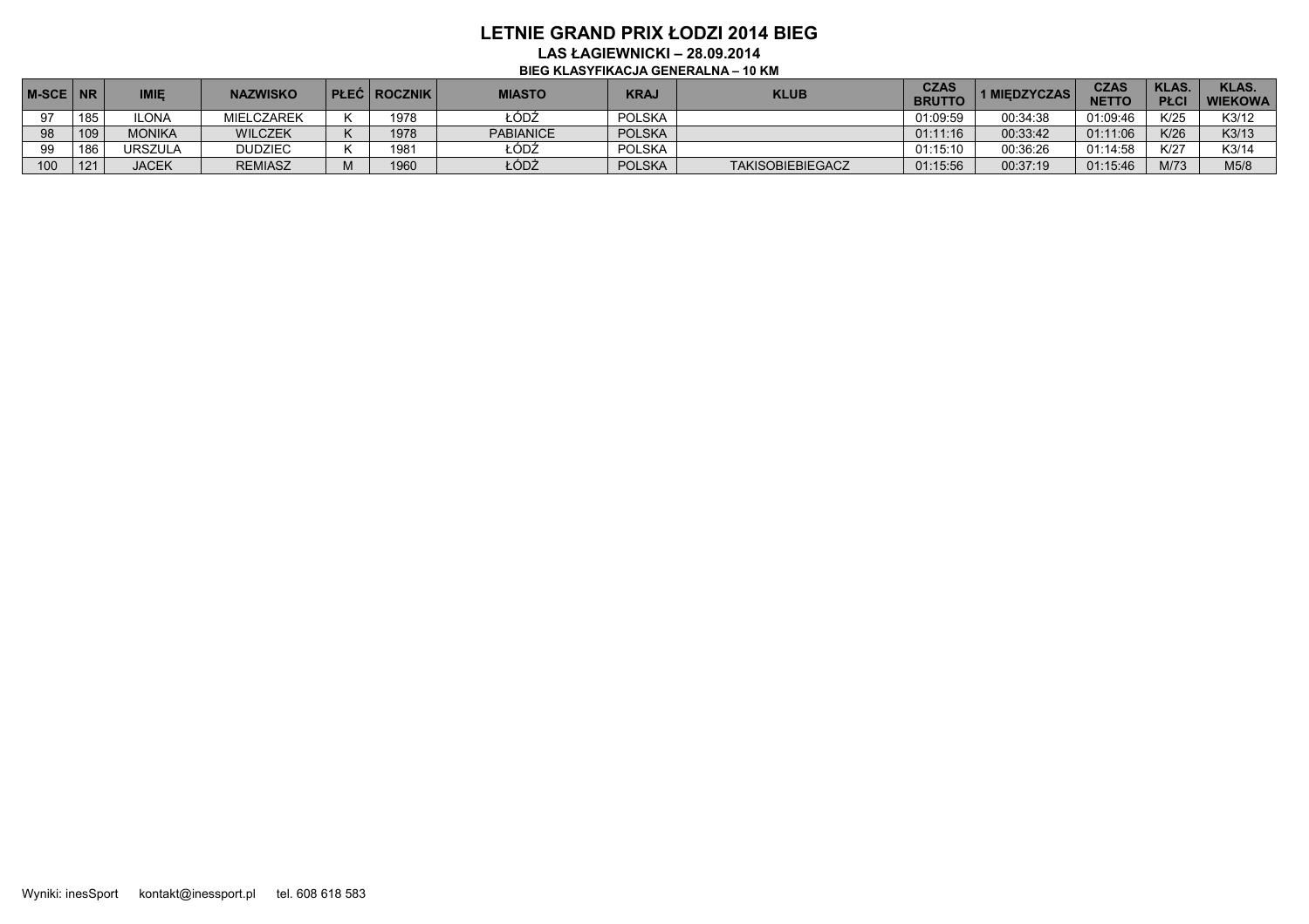# LETNIE GRAND PRIX ŁODZI 2014 BIEG

## LAS ŁAGIEWNICKI – 28.09.2014

### BIEG KLASYFIKACJA GENERALNA – 10 KM

| M-SCE | NR | IMIĘ | NAZWISKO | PŁEĆ | ROCZNIK | MIASTO | KRAJ | KLUB | CZAS BRUTTO | 1 MIĘDZYCZAS | CZAS NETTO | KLAS. PŁCI | KLAS. WIEKOWA |
|---|---|---|---|---|---|---|---|---|---|---|---|---|---|
| 97 | 185 | ILONA | MIELCZAREK | K | 1978 | ŁÓDŹ | POLSKA | | 01:09:59 | 00:34:38 | 01:09:46 | K/25 | K3/12 |
| 98 | 109 | MONIKA | WILCZEK | K | 1978 | PABIANICE | POLSKA | | 01:11:16 | 00:33:42 | 01:11:06 | K/26 | K3/13 |
| 99 | 186 | URSZULA | DUDZIEC | K | 1981 | ŁÓDŹ | POLSKA | | 01:15:10 | 00:36:26 | 01:14:58 | K/27 | K3/14 |
| 100 | 121 | JACEK | REMIASZ | M | 1960 | ŁÓDŹ | POLSKA | TAKISOBIEBIEGACZ | 01:15:56 | 00:37:19 | 01:15:46 | M/73 | M5/8 |

Wyniki: inesSport kontakt@inessport.pl tel. 608 618 583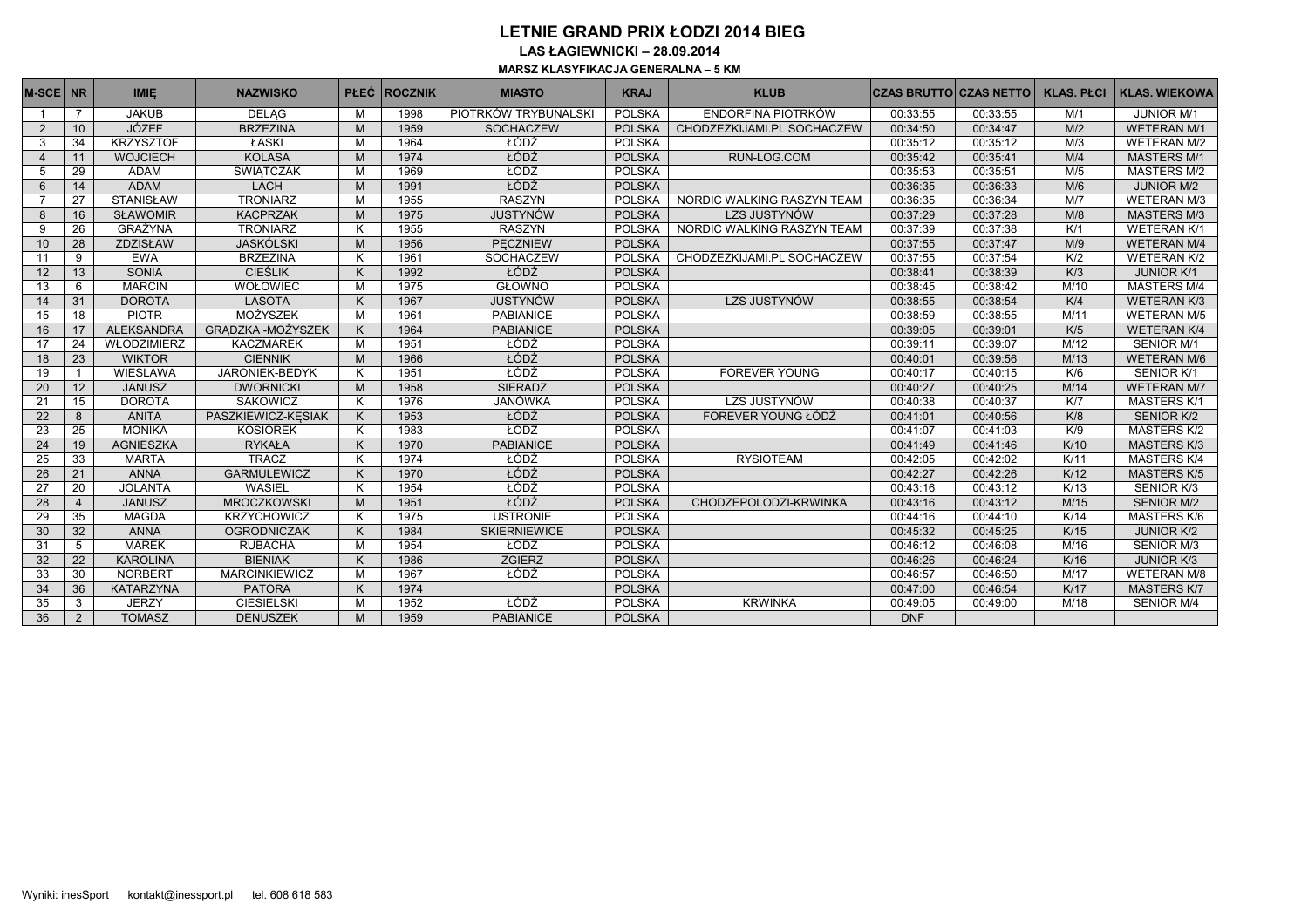# LETNIE GRAND PRIX ŁODZI 2014 BIEG

## LAS ŁAGIEWNICKI – 28.09.2014

### MARSZ KLASYFIKACJA GENERALNA – 5 KM

| M-SCE | NR | IMIĘ | NAZWISKO | PŁEĆ | ROCZNIK | MIASTO | KRAJ | KLUB | CZAS BRUTTO | CZAS NETTO | KLAS. PŁCI | KLAS. WIEKOWA |
|---|---|---|---|---|---|---|---|---|---|---|---|---|
| 1 | 7 | JAKUB | DELĄG | M | 1998 | PIOTRKÓW TRYBUNALSKI | POLSKA | ENDORFINA PIOTRKÓW | 00:33:55 | 00:33:55 | M/1 | JUNIOR M/1 |
| 2 | 10 | JÓZEF | BRZEZINA | M | 1959 | SOCHACZEW | POLSKA | CHODZEZKIJAMI.PL SOCHACZEW | 00:34:50 | 00:34:47 | M/2 | WETERAN M/1 |
| 3 | 34 | KRZYSZTOF | ŁASKI | M | 1964 | ŁÓDŹ | POLSKA | | 00:35:12 | 00:35:12 | M/3 | WETERAN M/2 |
| 4 | 11 | WOJCIECH | KOLASA | M | 1974 | ŁÓDŹ | POLSKA | RUN-LOG.COM | 00:35:42 | 00:35:41 | M/4 | MASTERS M/1 |
| 5 | 29 | ADAM | ŚWIĄTCZAK | M | 1969 | ŁÓDŹ | POLSKA | | 00:35:53 | 00:35:51 | M/5 | MASTERS M/2 |
| 6 | 14 | ADAM | LACH | M | 1991 | ŁÓDŹ | POLSKA | | 00:36:35 | 00:36:33 | M/6 | JUNIOR M/2 |
| 7 | 27 | STANISŁAW | TRONIARZ | M | 1955 | RASZYN | POLSKA | NORDIC WALKING RASZYN TEAM | 00:36:35 | 00:36:34 | M/7 | WETERAN M/3 |
| 8 | 16 | SŁAWOMIR | KACPRZAK | M | 1975 | JUSTYNÓW | POLSKA | LZS JUSTYNÓW | 00:37:29 | 00:37:28 | M/8 | MASTERS M/3 |
| 9 | 26 | GRAŻYNA | TRONIARZ | K | 1955 | RASZYN | POLSKA | NORDIC WALKING RASZYN TEAM | 00:37:39 | 00:37:38 | K/1 | WETERAN K/1 |
| 10 | 28 | ZDZISŁAW | JASKÓLSKI | M | 1956 | PĘCZNIEW | POLSKA | | 00:37:55 | 00:37:47 | M/9 | WETERAN M/4 |
| 11 | 9 | EWA | BRZEZINA | K | 1961 | SOCHACZEW | POLSKA | CHODZEZKIJAMI.PL SOCHACZEW | 00:37:55 | 00:37:54 | K/2 | WETERAN K/2 |
| 12 | 13 | SONIA | CIEŚLIK | K | 1992 | ŁÓDŹ | POLSKA | | 00:38:41 | 00:38:39 | K/3 | JUNIOR K/1 |
| 13 | 6 | MARCIN | WOŁOWIEC | M | 1975 | GŁOWNO | POLSKA | | 00:38:45 | 00:38:42 | M/10 | MASTERS M/4 |
| 14 | 31 | DOROTA | LASOTA | K | 1967 | JUSTYNÓW | POLSKA | LZS JUSTYNÓW | 00:38:55 | 00:38:54 | K/4 | WETERAN K/3 |
| 15 | 18 | PIOTR | MOŻYSZEK | M | 1961 | PABIANICE | POLSKA | | 00:38:59 | 00:38:55 | M/11 | WETERAN M/5 |
| 16 | 17 | ALEKSANDRA | GRĄDZKA -MOŻYSZEK | K | 1964 | PABIANICE | POLSKA | | 00:39:05 | 00:39:01 | K/5 | WETERAN K/4 |
| 17 | 24 | WŁODZIMIERZ | KACZMAREK | M | 1951 | ŁÓDŹ | POLSKA | | 00:39:11 | 00:39:07 | M/12 | SENIOR M/1 |
| 18 | 23 | WIKTOR | CIENNIK | M | 1966 | ŁÓDŹ | POLSKA | | 00:40:01 | 00:39:56 | M/13 | WETERAN M/6 |
| 19 | 1 | WIESLAWA | JARONIEK-BEDYK | K | 1951 | ŁÓDŹ | POLSKA | FOREVER YOUNG | 00:40:17 | 00:40:15 | K/6 | SENIOR K/1 |
| 20 | 12 | JANUSZ | DWORNICKI | M | 1958 | SIERADZ | POLSKA | | 00:40:27 | 00:40:25 | M/14 | WETERAN M/7 |
| 21 | 15 | DOROTA | SAKOWICZ | K | 1976 | JANÓWKA | POLSKA | LZS JUSTYNÓW | 00:40:38 | 00:40:37 | K/7 | MASTERS K/1 |
| 22 | 8 | ANITA | PASZKIEWICZ-KĘSIAK | K | 1953 | ŁÓDŹ | POLSKA | FOREVER YOUNG ŁÓDŹ | 00:41:01 | 00:40:56 | K/8 | SENIOR K/2 |
| 23 | 25 | MONIKA | KOSIOREK | K | 1983 | ŁÓDŹ | POLSKA | | 00:41:07 | 00:41:03 | K/9 | MASTERS K/2 |
| 24 | 19 | AGNIESZKA | RYKAŁA | K | 1970 | PABIANICE | POLSKA | | 00:41:49 | 00:41:46 | K/10 | MASTERS K/3 |
| 25 | 33 | MARTA | TRACZ | K | 1974 | ŁÓDŹ | POLSKA | RYSIOTEAM | 00:42:05 | 00:42:02 | K/11 | MASTERS K/4 |
| 26 | 21 | ANNA | GARMULEWICZ | K | 1970 | ŁÓDŹ | POLSKA | | 00:42:27 | 00:42:26 | K/12 | MASTERS K/5 |
| 27 | 20 | JOLANTA | WASIEL | K | 1954 | ŁÓDŹ | POLSKA | | 00:43:16 | 00:43:12 | K/13 | SENIOR K/3 |
| 28 | 4 | JANUSZ | MROCZKOWSKI | M | 1951 | ŁÓDŹ | POLSKA | CHODZEPOLODZI-KRWINKA | 00:43:16 | 00:43:12 | M/15 | SENIOR M/2 |
| 29 | 35 | MAGDA | KRZYCHOWICZ | K | 1975 | USTRONIE | POLSKA | | 00:44:16 | 00:44:10 | K/14 | MASTERS K/6 |
| 30 | 32 | ANNA | OGRODNICZAK | K | 1984 | SKIERNIEWICE | POLSKA | | 00:45:32 | 00:45:25 | K/15 | JUNIOR K/2 |
| 31 | 5 | MAREK | RUBACHA | M | 1954 | ŁÓDŹ | POLSKA | | 00:46:12 | 00:46:08 | M/16 | SENIOR M/3 |
| 32 | 22 | KAROLINA | BIENIAK | K | 1986 | ZGIERZ | POLSKA | | 00:46:26 | 00:46:24 | K/16 | JUNIOR K/3 |
| 33 | 30 | NORBERT | MARCINKIEWICZ | M | 1967 | ŁÓDŹ | POLSKA | | 00:46:57 | 00:46:50 | M/17 | WETERAN M/8 |
| 34 | 36 | KATARZYNA | PATORA | K | 1974 | | POLSKA | | 00:47:00 | 00:46:54 | K/17 | MASTERS K/7 |
| 35 | 3 | JERZY | CIESIELSKI | M | 1952 | ŁÓDŹ | POLSKA | KRWINKA | 00:49:05 | 00:49:00 | M/18 | SENIOR M/4 |
| 36 | 2 | TOMASZ | DENUSZEK | M | 1959 | PABIANICE | POLSKA | | DNF | | | |

Wyniki: inesSport kontakt@inessport.pl tel. 608 618 583